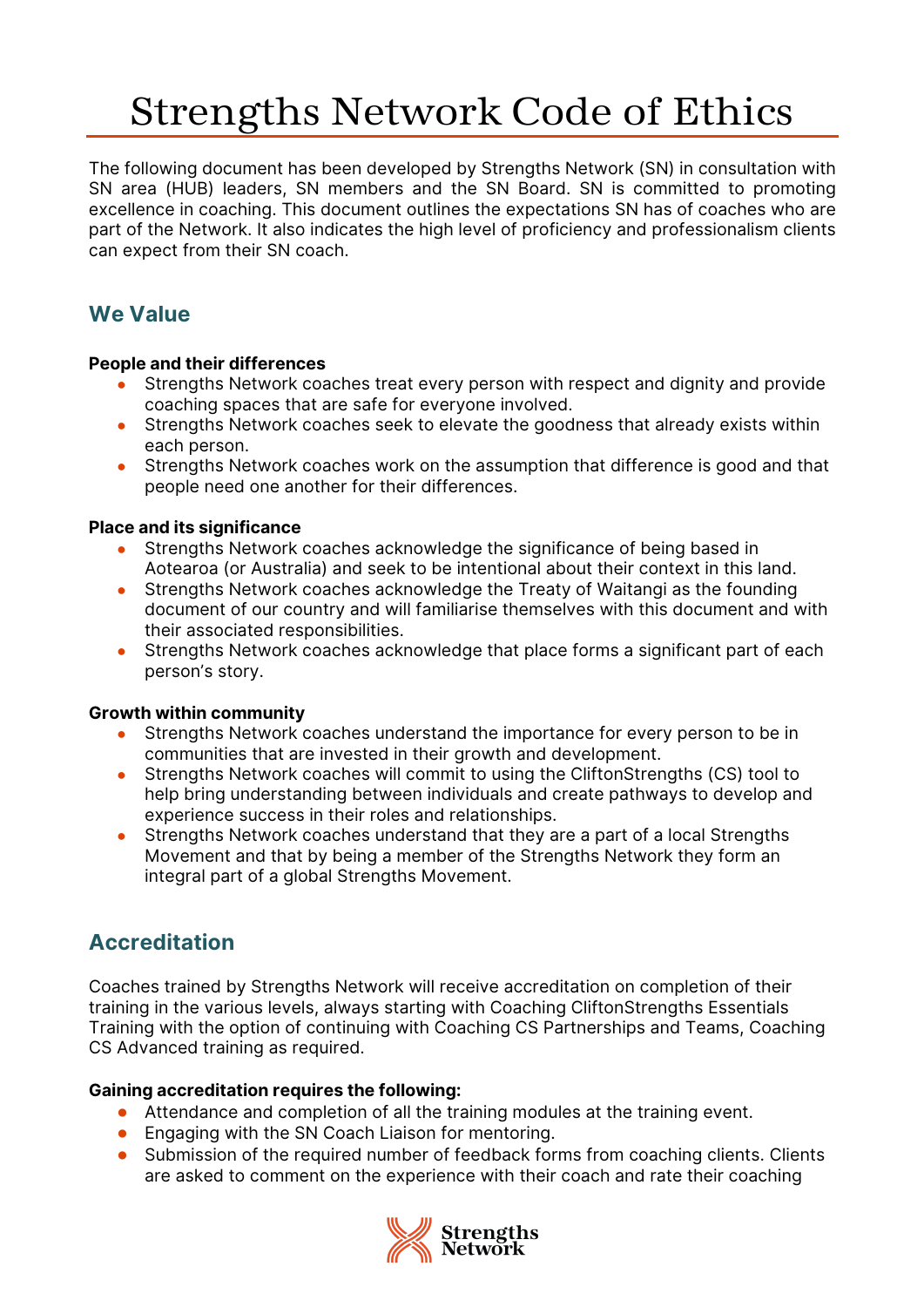# Strengths Network Code of Ethics

The following document has been developed by Strengths Network (SN) in consultation with SN area (HUB) leaders, SN members and the SN Board. SN is committed to promoting excellence in coaching. This document outlines the expectations SN has of coaches who are part of the Network. It also indicates the high level of proficiency and professionalism clients can expect from their SN coach.

## We Value

**People and their differences**

- Strengths Network coaches treat every person with respect and dignity and provide coaching spaces that are safe for everyone involved.
- Strengths Network coaches seek to elevate the goodness that already exists within each person.
- Strengths Network coaches work on the assumption that difference is good and that people need one another for their differences.

**Place and its significance**

- Strengths Network coaches acknowledge the significance of being based in Aotearoa (or Australia) and seek to be intentional about their context in this land.
- Strengths Network coaches acknowledge the Treaty of Waitangi as the founding document of our country and will familiarise themselves with this document and with their associated responsibilities.
- Strengths Network coaches acknowledge that place forms a significant part of each person's story.

**Growth within community**

- Strengths Network coaches understand the importance for every person to be in communities that are invested in their growth and development.
- Strengths Network coaches will commit to using the CliftonStrengths (CS) tool to help bring understanding between individuals and create pathways to develop and experience success in their roles and relationships.
- Strengths Network coaches understand that they are a part of a local Strengths Movement and that by being a member of the Strengths Network they form an integral part of a global Strengths Movement.

## Accreditation

Coaches trained by Strengths Network will receive accreditation on completion of their training in the various levels, always starting with Coaching CliftonStrengths Essentials Training with the option of continuing with Coaching CS Partnerships and Teams, Coaching CS Advanced training as required.

**Gaining accreditation requires the following:**

- Attendance and completion of all the training modules at the training event.
- Engaging with the SN Coach Liaison for mentoring.
- Submission of the required number of feedback forms from coaching clients. Clients are asked to comment on the experience with their coach and rate their coaching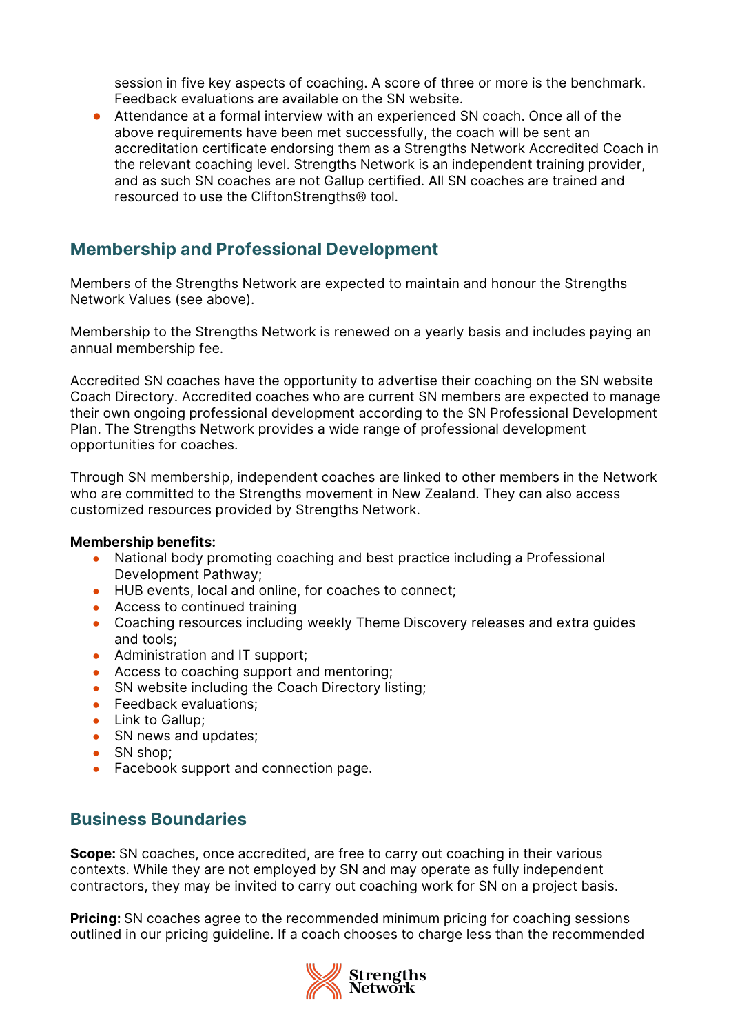session in five key aspects of coaching. A score of three or more is the benchmark. Feedback evaluations are available on the SN website.

- Attendance at a formal interview with an experienced SN coach. Once all of the above requirements have been met successfully, the coach will be sent an accreditation certificate endorsing them as a Strengths Network Accredited Coach in the relevant coaching level. Strengths Network is an independent training provider, and as such SN coaches are not Gallup certified. All SN coaches are trained and resourced to use the CliftonStrengths® tool.

## Membership and Professional Development

Members of the Strengths Network are expected to maintain and honour the Strengths Network Values (see above).

Membership to the Strengths Network is renewed on a yearly basis and includes paying an annual membership fee.

Accredited SN coaches have the opportunity to advertise their coaching on the SN website Coach Directory. Accredited coaches who are current SN members are expected to manage their own ongoing professional development according to the SN Professional Development Plan. The Strengths Network provides a wide range of professional development opportunities for coaches.

Through SN membership, independent coaches are linked to other members in the Network who are committed to the Strengths movement in New Zealand. They can also access customized resources provided by Strengths Network.

**Membership benefits:**

- National body promoting coaching and best practice including a Professional Development Pathway;
- HUB events, local and online, for coaches to connect;
- Access to continued training
- Coaching resources including weekly Theme Discovery releases and extra guides and tools;
- Administration and IT support;
- Access to coaching support and mentoring;
- SN website including the Coach Directory listing;
- Feedback evaluations;
- Link to Gallup;
- SN news and updates;
- SN shop;
- Facebook support and connection page.

## Business Boundaries

**Scope:** SN coaches, once accredited, are free to carry out coaching in their various contexts. While they are not employed by SN and may operate as fully independent contractors, they may be invited to carry out coaching work for SN on a project basis.

**Pricing:** SN coaches agree to the recommended minimum pricing for coaching sessions outlined in our pricing guideline. If a coach chooses to charge less than the recommended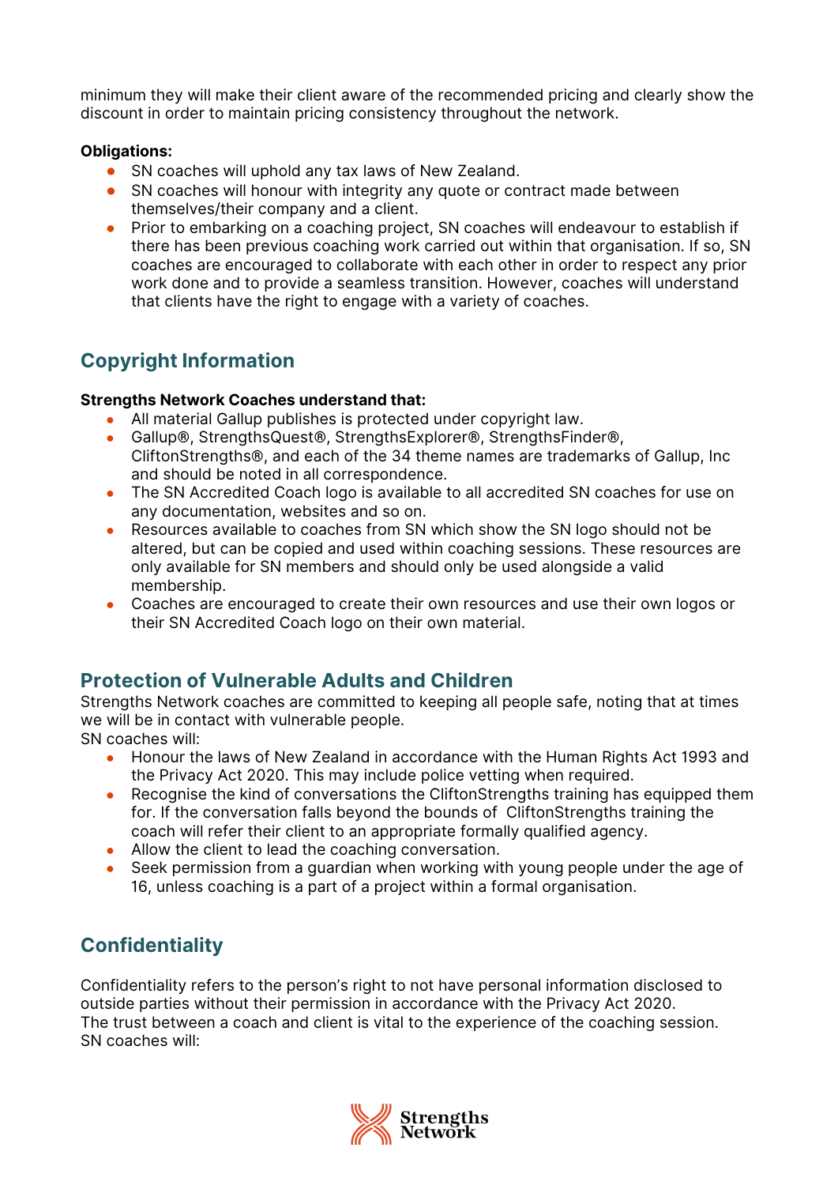minimum they will make their client aware of the recommended pricing and clearly show the discount in order to maintain pricing consistency throughout the network.

**Obligations:**

- SN coaches will uphold any tax laws of New Zealand.
- SN coaches will honour with integrity any quote or contract made between themselves/their company and a client.
- Prior to embarking on a coaching project, SN coaches will endeavour to establish if there has been previous coaching work carried out within that organisation. If so, SN coaches are encouraged to collaborate with each other in order to respect any prior work done and to provide a seamless transition. However, coaches will understand that clients have the right to engage with a variety of coaches.

## Copyright Information

**Strengths Network Coaches understand that:**

- All material Gallup publishes is protected under copyright law.
- Gallup®, StrengthsQuest®, StrengthsExplorer®, StrengthsFinder®, CliftonStrengths®, and each of the 34 theme names are trademarks of Gallup, Inc and should be noted in all correspondence.
- The SN Accredited Coach logo is available to all accredited SN coaches for use on any documentation, websites and so on.
- Resources available to coaches from SN which show the SN logo should not be altered, but can be copied and used within coaching sessions. These resources are only available for SN members and should only be used alongside a valid membership.
- Coaches are encouraged to create their own resources and use their own logos or their SN Accredited Coach logo on their own material.

## Protection of Vulnerable Adults and Children

Strengths Network coaches are committed to keeping all people safe, noting that at times we will be in contact with vulnerable people.
SN coaches will:

- Honour the laws of New Zealand in accordance with the Human Rights Act 1993 and the Privacy Act 2020. This may include police vetting when required.
- Recognise the kind of conversations the CliftonStrengths training has equipped them for. If the conversation falls beyond the bounds of CliftonStrengths training the coach will refer their client to an appropriate formally qualified agency.
- Allow the client to lead the coaching conversation.
- Seek permission from a guardian when working with young people under the age of 16, unless coaching is a part of a project within a formal organisation.

## Confidentiality

Confidentiality refers to the person's right to not have personal information disclosed to outside parties without their permission in accordance with the Privacy Act 2020.
The trust between a coach and client is vital to the experience of the coaching session.
SN coaches will: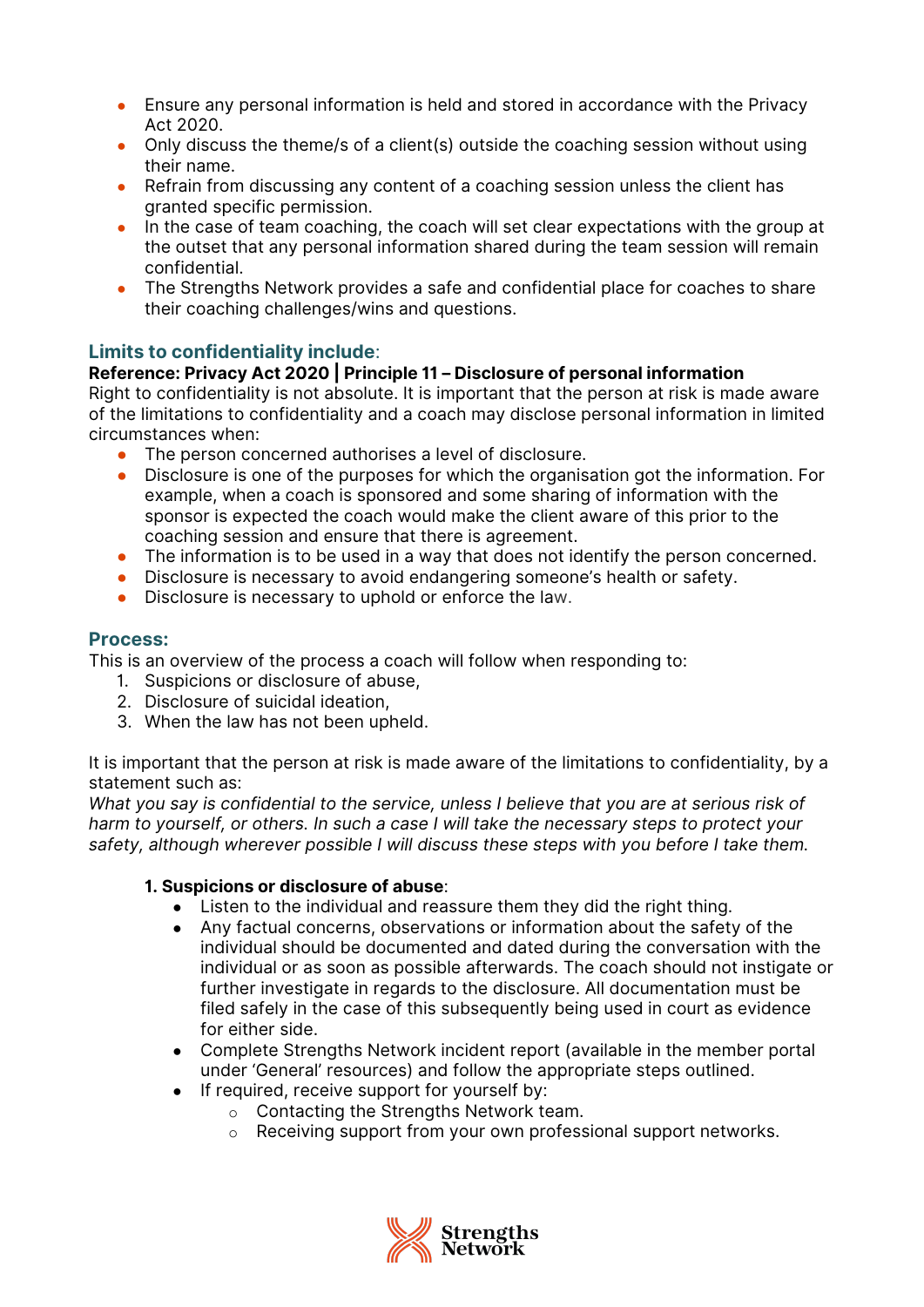- Ensure any personal information is held and stored in accordance with the Privacy Act 2020.
- Only discuss the theme/s of a client(s) outside the coaching session without using their name.
- Refrain from discussing any content of a coaching session unless the client has granted specific permission.
- In the case of team coaching, the coach will set clear expectations with the group at the outset that any personal information shared during the team session will remain confidential.
- The Strengths Network provides a safe and confidential place for coaches to share their coaching challenges/wins and questions.

## Limits to confidentiality include:

**Reference: Privacy Act 2020 | Principle 11 – Disclosure of personal information**

Right to confidentiality is not absolute. It is important that the person at risk is made aware of the limitations to confidentiality and a coach may disclose personal information in limited circumstances when:

- The person concerned authorises a level of disclosure.
- Disclosure is one of the purposes for which the organisation got the information. For example, when a coach is sponsored and some sharing of information with the sponsor is expected the coach would make the client aware of this prior to the coaching session and ensure that there is agreement.
- The information is to be used in a way that does not identify the person concerned.
- Disclosure is necessary to avoid endangering someone's health or safety.
- Disclosure is necessary to uphold or enforce the law.

## Process:

This is an overview of the process a coach will follow when responding to:

1. Suspicions or disclosure of abuse,
2. Disclosure of suicidal ideation,
3. When the law has not been upheld.

It is important that the person at risk is made aware of the limitations to confidentiality, by a statement such as:

*What you say is confidential to the service, unless I believe that you are at serious risk of harm to yourself, or others. In such a case I will take the necessary steps to protect your safety, although wherever possible I will discuss these steps with you before I take them.*

### 1. Suspicions or disclosure of abuse:

- Listen to the individual and reassure them they did the right thing.
- Any factual concerns, observations or information about the safety of the individual should be documented and dated during the conversation with the individual or as soon as possible afterwards. The coach should not instigate or further investigate in regards to the disclosure. All documentation must be filed safely in the case of this subsequently being used in court as evidence for either side.
- Complete Strengths Network incident report (available in the member portal under 'General' resources) and follow the appropriate steps outlined.
- If required, receive support for yourself by:
  - Contacting the Strengths Network team.
  - Receiving support from your own professional support networks.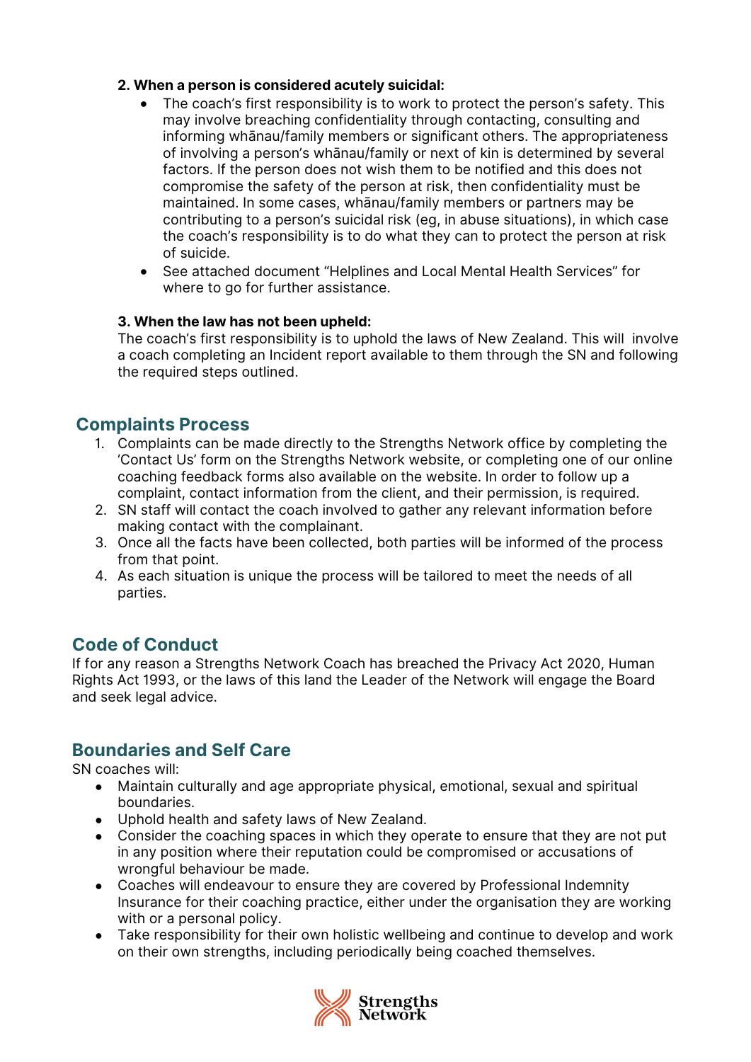**2. When a person is considered acutely suicidal:**

- The coach's first responsibility is to work to protect the person's safety. This may involve breaching confidentiality through contacting, consulting and informing whānau/family members or significant others. The appropriateness of involving a person's whānau/family or next of kin is determined by several factors. If the person does not wish them to be notified and this does not compromise the safety of the person at risk, then confidentiality must be maintained. In some cases, whānau/family members or partners may be contributing to a person's suicidal risk (eg, in abuse situations), in which case the coach's responsibility is to do what they can to protect the person at risk of suicide.
- See attached document "Helplines and Local Mental Health Services" for where to go for further assistance.

**3. When the law has not been upheld:**

The coach's first responsibility is to uphold the laws of New Zealand. This will involve a coach completing an Incident report available to them through the SN and following the required steps outlined.

## Complaints Process

1. Complaints can be made directly to the Strengths Network office by completing the 'Contact Us' form on the Strengths Network website, or completing one of our online coaching feedback forms also available on the website. In order to follow up a complaint, contact information from the client, and their permission, is required.
2. SN staff will contact the coach involved to gather any relevant information before making contact with the complainant.
3. Once all the facts have been collected, both parties will be informed of the process from that point.
4. As each situation is unique the process will be tailored to meet the needs of all parties.

## Code of Conduct

If for any reason a Strengths Network Coach has breached the Privacy Act 2020, Human Rights Act 1993, or the laws of this land the Leader of the Network will engage the Board and seek legal advice.

## Boundaries and Self Care

SN coaches will:

- Maintain culturally and age appropriate physical, emotional, sexual and spiritual boundaries.
- Uphold health and safety laws of New Zealand.
- Consider the coaching spaces in which they operate to ensure that they are not put in any position where their reputation could be compromised or accusations of wrongful behaviour be made.
- Coaches will endeavour to ensure they are covered by Professional Indemnity Insurance for their coaching practice, either under the organisation they are working with or a personal policy.
- Take responsibility for their own holistic wellbeing and continue to develop and work on their own strengths, including periodically being coached themselves.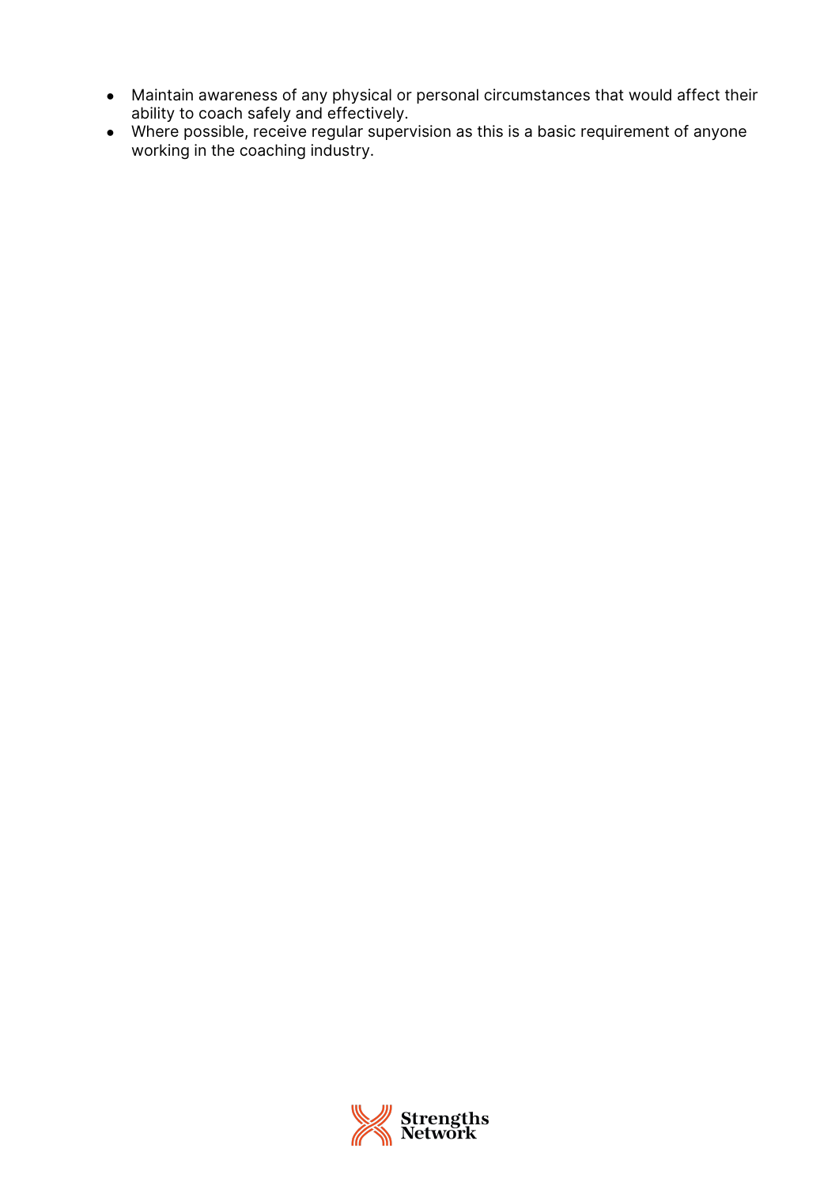- Maintain awareness of any physical or personal circumstances that would affect their ability to coach safely and effectively.
- Where possible, receive regular supervision as this is a basic requirement of anyone working in the coaching industry.